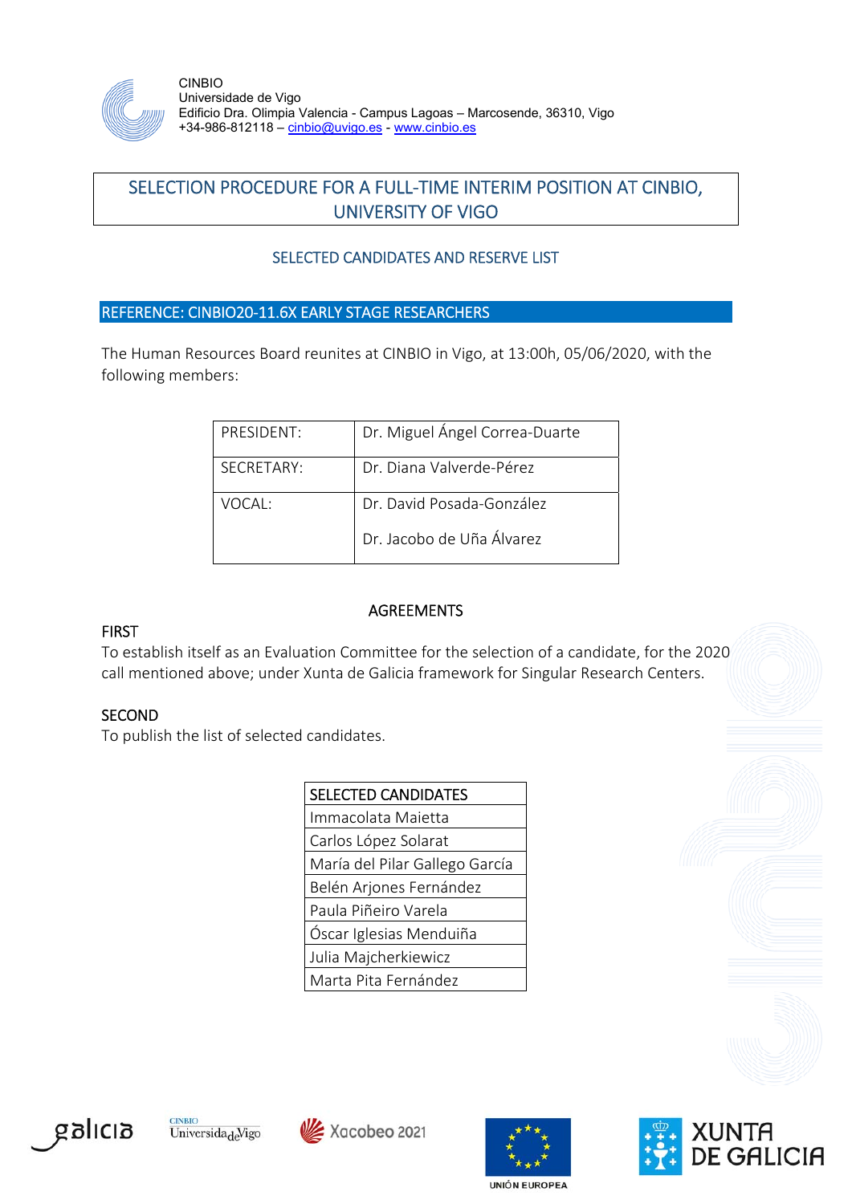CINBIO
Universidade de Vigo
Edificio Dra. Olimpia Valencia - Campus Lagoas – Marcosende, 36310, Vigo
+34-986-812118 – cinbio@uvigo.es - www.cinbio.es

# SELECTION PROCEDURE FOR A FULL-TIME INTERIM POSITION AT CINBIO, UNIVERSITY OF VIGO

## SELECTED CANDIDATES AND RESERVE LIST

### REFERENCE: CINBIO20-11.6X EARLY STAGE RESEARCHERS

The Human Resources Board reunites at CINBIO in Vigo, at 13:00h, 05/06/2020, with the following members:

| | |
|---|---|
| PRESIDENT: | Dr. Miguel Ángel Correa-Duarte |
| SECRETARY: | Dr. Diana Valverde-Pérez |
| VOCAL: | Dr. David Posada-González<br>Dr. Jacobo de Uña Álvarez |

## AGREEMENTS

**FIRST**

To establish itself as an Evaluation Committee for the selection of a candidate, for the 2020 call mentioned above; under Xunta de Galicia framework for Singular Research Centers.

**SECOND**

To publish the list of selected candidates.

| SELECTED CANDIDATES |
|---|
| Immacolata Maietta |
| Carlos López Solarat |
| María del Pilar Gallego García |
| Belén Arjones Fernández |
| Paula Piñeiro Varela |
| Óscar Iglesias Menduiña |
| Julia Majcherkiewicz |
| Marta Pita Fernández |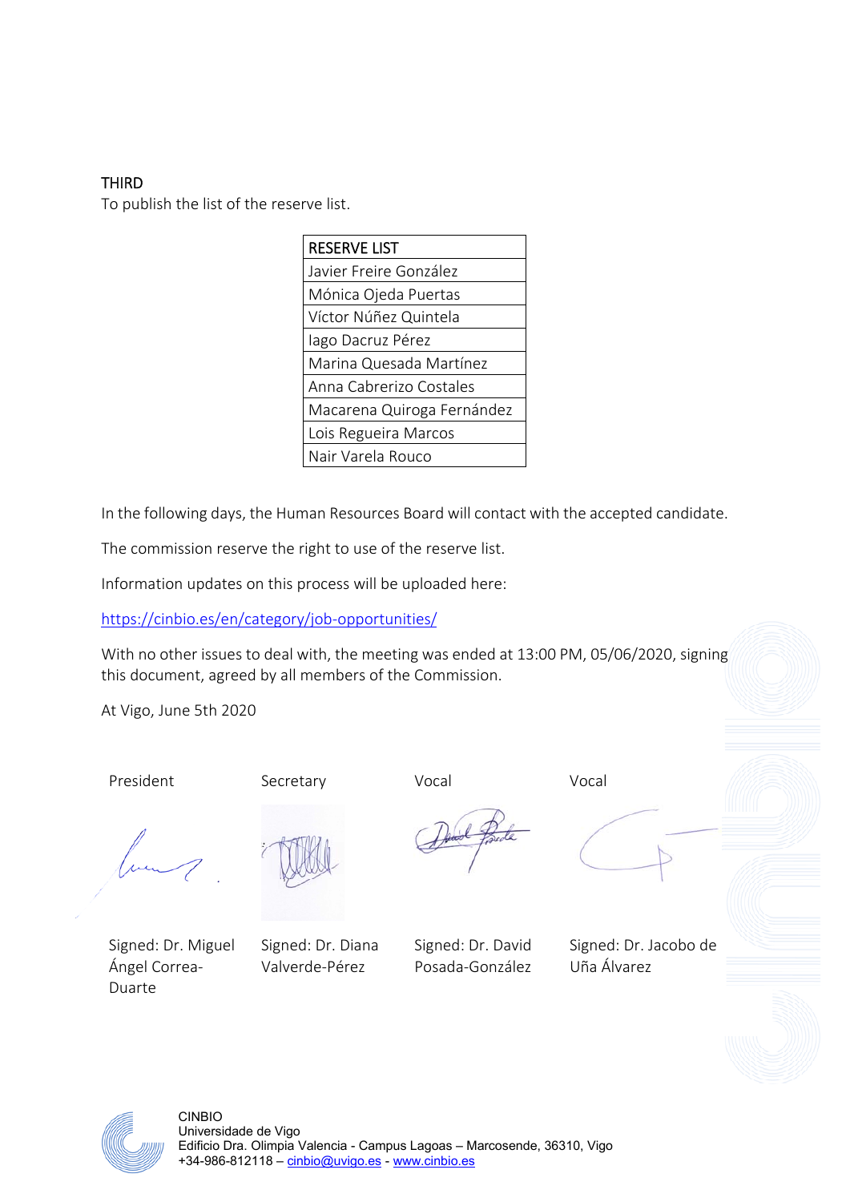THIRD

To publish the list of the reserve list.

| RESERVE LIST |
|---|
| Javier Freire González |
| Mónica Ojeda Puertas |
| Víctor Núñez Quintela |
| Iago Dacruz Pérez |
| Marina Quesada Martínez |
| Anna Cabrerizo Costales |
| Macarena Quiroga Fernández |
| Lois Regueira Marcos |
| Nair Varela Rouco |

In the following days, the Human Resources Board will contact with the accepted candidate.

The commission reserve the right to use of the reserve list.

Information updates on this process will be uploaded here:

https://cinbio.es/en/category/job-opportunities/

With no other issues to deal with, the meeting was ended at 13:00 PM, 05/06/2020, signing this document, agreed by all members of the Commission.

At Vigo, June 5th 2020

| President | Secretary | Vocal | Vocal |
|---|---|---|---|
| Signed: Dr. Miguel Ángel Correa-Duarte | Signed: Dr. Diana Valverde-Pérez | Signed: Dr. David Posada-González | Signed: Dr. Jacobo de Uña Álvarez |

CINBIO
Universidade de Vigo
Edificio Dra. Olimpia Valencia - Campus Lagoas – Marcosende, 36310, Vigo
+34-986-812118 – cinbio@uvigo.es - www.cinbio.es